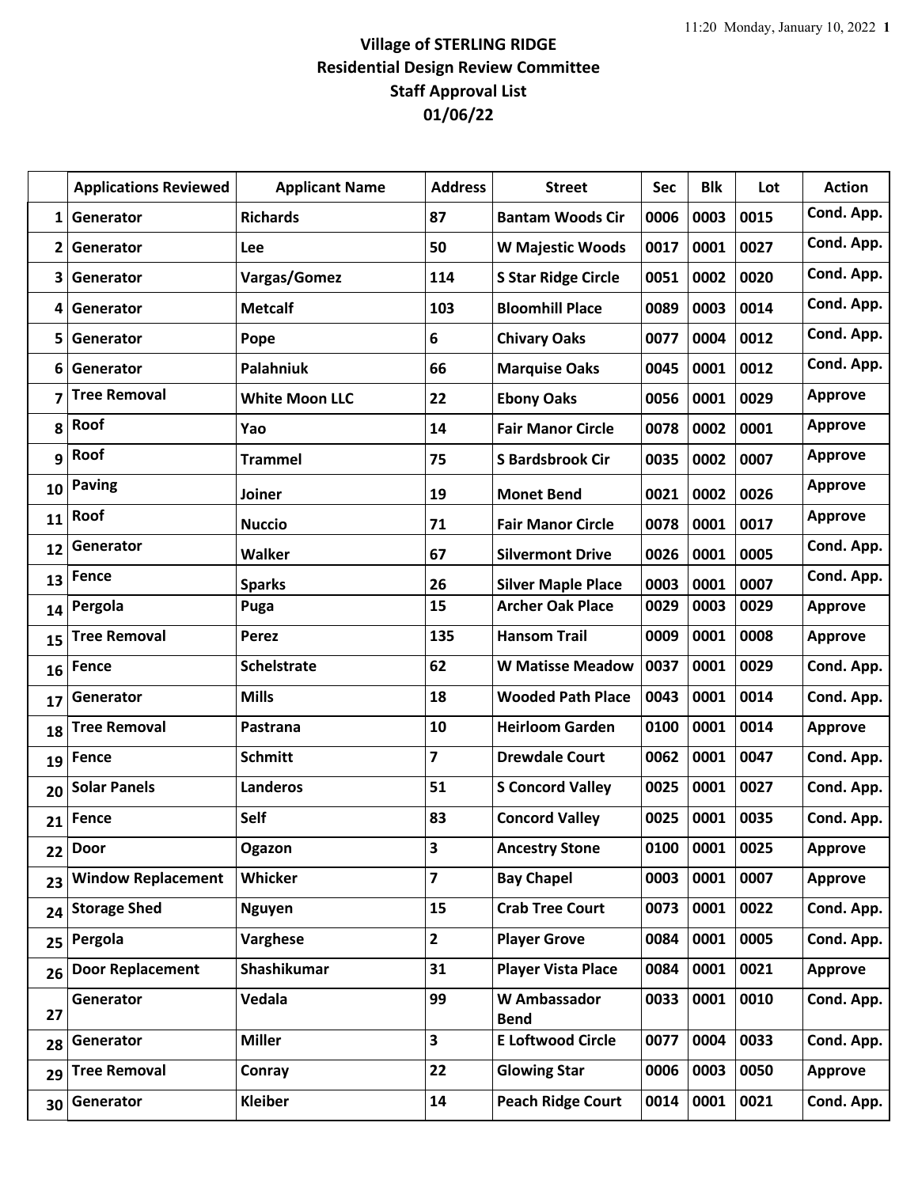# Village of STERLING RIDGE
## Residential Design Review Committee
## Staff Approval List
## 01/06/22

| | Applications Reviewed | Applicant Name | Address | Street | Sec | Blk | Lot | Action |
|---|---|---|---|---|---|---|---|---|
| 1 | Generator | Richards | 87 | Bantam Woods Cir | 0006 | 0003 | 0015 | Cond. App. |
| 2 | Generator | Lee | 50 | W Majestic Woods | 0017 | 0001 | 0027 | Cond. App. |
| 3 | Generator | Vargas/Gomez | 114 | S Star Ridge Circle | 0051 | 0002 | 0020 | Cond. App. |
| 4 | Generator | Metcalf | 103 | Bloomhill Place | 0089 | 0003 | 0014 | Cond. App. |
| 5 | Generator | Pope | 6 | Chivary Oaks | 0077 | 0004 | 0012 | Cond. App. |
| 6 | Generator | Palahniuk | 66 | Marquise Oaks | 0045 | 0001 | 0012 | Cond. App. |
| 7 | Tree Removal | White Moon LLC | 22 | Ebony Oaks | 0056 | 0001 | 0029 | Approve |
| 8 | Roof | Yao | 14 | Fair Manor Circle | 0078 | 0002 | 0001 | Approve |
| 9 | Roof | Trammel | 75 | S Bardsbrook Cir | 0035 | 0002 | 0007 | Approve |
| 10 | Paving | Joiner | 19 | Monet Bend | 0021 | 0002 | 0026 | Approve |
| 11 | Roof | Nuccio | 71 | Fair Manor Circle | 0078 | 0001 | 0017 | Approve |
| 12 | Generator | Walker | 67 | Silvermont Drive | 0026 | 0001 | 0005 | Cond. App. |
| 13 | Fence | Sparks | 26 | Silver Maple Place | 0003 | 0001 | 0007 | Cond. App. |
| 14 | Pergola | Puga | 15 | Archer Oak Place | 0029 | 0003 | 0029 | Approve |
| 15 | Tree Removal | Perez | 135 | Hansom Trail | 0009 | 0001 | 0008 | Approve |
| 16 | Fence | Schelstrate | 62 | W Matisse Meadow | 0037 | 0001 | 0029 | Cond. App. |
| 17 | Generator | Mills | 18 | Wooded Path Place | 0043 | 0001 | 0014 | Cond. App. |
| 18 | Tree Removal | Pastrana | 10 | Heirloom Garden | 0100 | 0001 | 0014 | Approve |
| 19 | Fence | Schmitt | 7 | Drewdale Court | 0062 | 0001 | 0047 | Cond. App. |
| 20 | Solar Panels | Landeros | 51 | S Concord Valley | 0025 | 0001 | 0027 | Cond. App. |
| 21 | Fence | Self | 83 | Concord Valley | 0025 | 0001 | 0035 | Cond. App. |
| 22 | Door | Ogazon | 3 | Ancestry Stone | 0100 | 0001 | 0025 | Approve |
| 23 | Window Replacement | Whicker | 7 | Bay Chapel | 0003 | 0001 | 0007 | Approve |
| 24 | Storage Shed | Nguyen | 15 | Crab Tree Court | 0073 | 0001 | 0022 | Cond. App. |
| 25 | Pergola | Varghese | 2 | Player Grove | 0084 | 0001 | 0005 | Cond. App. |
| 26 | Door Replacement | Shashikumar | 31 | Player Vista Place | 0084 | 0001 | 0021 | Approve |
| 27 | Generator | Vedala | 99 | W Ambassador Bend | 0033 | 0001 | 0010 | Cond. App. |
| 28 | Generator | Miller | 3 | E Loftwood Circle | 0077 | 0004 | 0033 | Cond. App. |
| 29 | Tree Removal | Conray | 22 | Glowing Star | 0006 | 0003 | 0050 | Approve |
| 30 | Generator | Kleiber | 14 | Peach Ridge Court | 0014 | 0001 | 0021 | Cond. App. |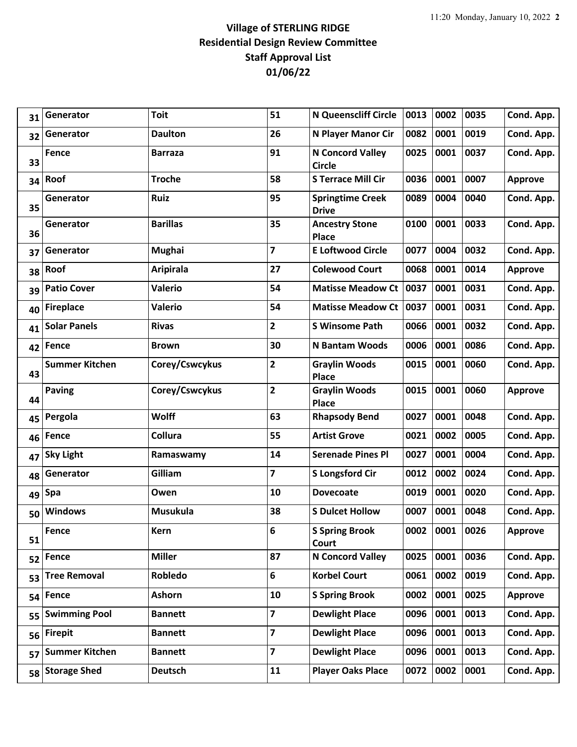# Village of STERLING RIDGE
## Residential Design Review Committee
## Staff Approval List
## 01/06/22

| | | | | | | | | |
|---|---|---|---|---|---|---|---|---|
| 31 | Generator | Toit | 51 | N Queenscliff Circle | 0013 | 0002 | 0035 | Cond. App. |
| 32 | Generator | Daulton | 26 | N Player Manor Cir | 0082 | 0001 | 0019 | Cond. App. |
| 33 | Fence | Barraza | 91 | N Concord Valley Circle | 0025 | 0001 | 0037 | Cond. App. |
| 34 | Roof | Troche | 58 | S Terrace Mill Cir | 0036 | 0001 | 0007 | Approve |
| 35 | Generator | Ruiz | 95 | Springtime Creek Drive | 0089 | 0004 | 0040 | Cond. App. |
| 36 | Generator | Barillas | 35 | Ancestry Stone Place | 0100 | 0001 | 0033 | Cond. App. |
| 37 | Generator | Mughai | 7 | E Loftwood Circle | 0077 | 0004 | 0032 | Cond. App. |
| 38 | Roof | Aripirala | 27 | Colewood Court | 0068 | 0001 | 0014 | Approve |
| 39 | Patio Cover | Valerio | 54 | Matisse Meadow Ct | 0037 | 0001 | 0031 | Cond. App. |
| 40 | Fireplace | Valerio | 54 | Matisse Meadow Ct | 0037 | 0001 | 0031 | Cond. App. |
| 41 | Solar Panels | Rivas | 2 | S Winsome Path | 0066 | 0001 | 0032 | Cond. App. |
| 42 | Fence | Brown | 30 | N Bantam Woods | 0006 | 0001 | 0086 | Cond. App. |
| 43 | Summer Kitchen | Corey/Cswcykus | 2 | Graylin Woods Place | 0015 | 0001 | 0060 | Cond. App. |
| 44 | Paving | Corey/Cswcykus | 2 | Graylin Woods Place | 0015 | 0001 | 0060 | Approve |
| 45 | Pergola | Wolff | 63 | Rhapsody Bend | 0027 | 0001 | 0048 | Cond. App. |
| 46 | Fence | Collura | 55 | Artist Grove | 0021 | 0002 | 0005 | Cond. App. |
| 47 | Sky Light | Ramaswamy | 14 | Serenade Pines Pl | 0027 | 0001 | 0004 | Cond. App. |
| 48 | Generator | Gilliam | 7 | S Longsford Cir | 0012 | 0002 | 0024 | Cond. App. |
| 49 | Spa | Owen | 10 | Dovecoate | 0019 | 0001 | 0020 | Cond. App. |
| 50 | Windows | Musukula | 38 | S Dulcet Hollow | 0007 | 0001 | 0048 | Cond. App. |
| 51 | Fence | Kern | 6 | S Spring Brook Court | 0002 | 0001 | 0026 | Approve |
| 52 | Fence | Miller | 87 | N Concord Valley | 0025 | 0001 | 0036 | Cond. App. |
| 53 | Tree Removal | Robledo | 6 | Korbel Court | 0061 | 0002 | 0019 | Cond. App. |
| 54 | Fence | Ashorn | 10 | S Spring Brook | 0002 | 0001 | 0025 | Approve |
| 55 | Swimming Pool | Bannett | 7 | Dewlight Place | 0096 | 0001 | 0013 | Cond. App. |
| 56 | Firepit | Bannett | 7 | Dewlight Place | 0096 | 0001 | 0013 | Cond. App. |
| 57 | Summer Kitchen | Bannett | 7 | Dewlight Place | 0096 | 0001 | 0013 | Cond. App. |
| 58 | Storage Shed | Deutsch | 11 | Player Oaks Place | 0072 | 0002 | 0001 | Cond. App. |